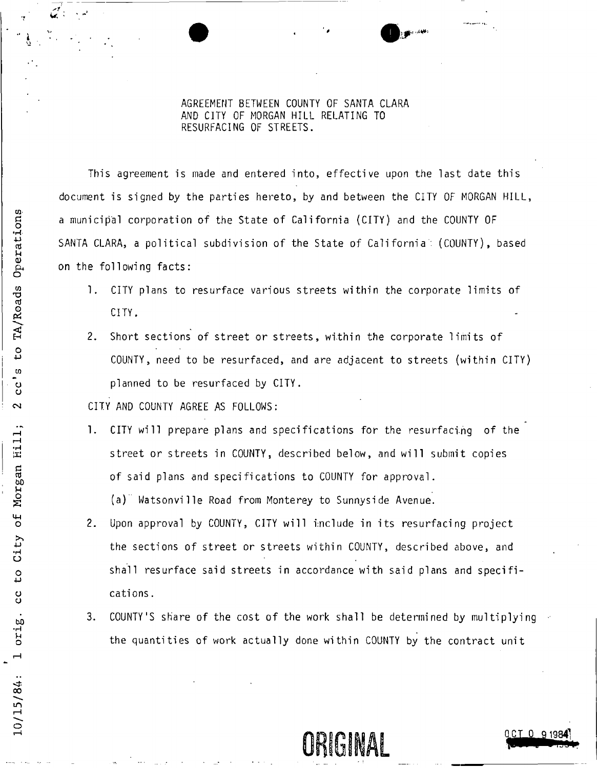AGREEMENT BETWEEN COUNTY OF SANTA CLARA AND CITY OF MORGAN HILL RELATING TO RESURFACING OF STREETS.

10/15/84: 1 orig. cc to City of Morgan Hill; 2 cc's to TA/Roads Operations

This agreement is made and entered into, effective upon the last date this document is signed by the parties hereto, by and between the CITY OF MORGAN HILL, a municipal corporation of the State of California (CITY) and the COUNTY OF SANTA CLARA, a political subdivision of the State of California (COUNTY), based on the following facts:

1. CITY plans to resurface various streets within the corporate limits of CITY.
2. Short sections of street or streets, within the corporate limits of COUNTY, need to be resurfaced, and are adjacent to streets (within CITY) planned to be resurfaced by CITY.

CITY AND COUNTY AGREE AS FOLLOWS:

1. CITY will prepare plans and specifications for the resurfacing of the street or streets in COUNTY, described below, and will submit copies of said plans and specifications to COUNTY for approval.

   (a) Watsonville Road from Monterey to Sunnyside Avenue.

2. Upon approval by COUNTY, CITY will include in its resurfacing project the sections of street or streets within COUNTY, described above, and shall resurface said streets in accordance with said plans and specifications.
3. COUNTY'S share of the cost of the work shall be determined by multiplying the quantities of work actually done within COUNTY by the contract unit

ORIGINAL

OCT 0 9 1984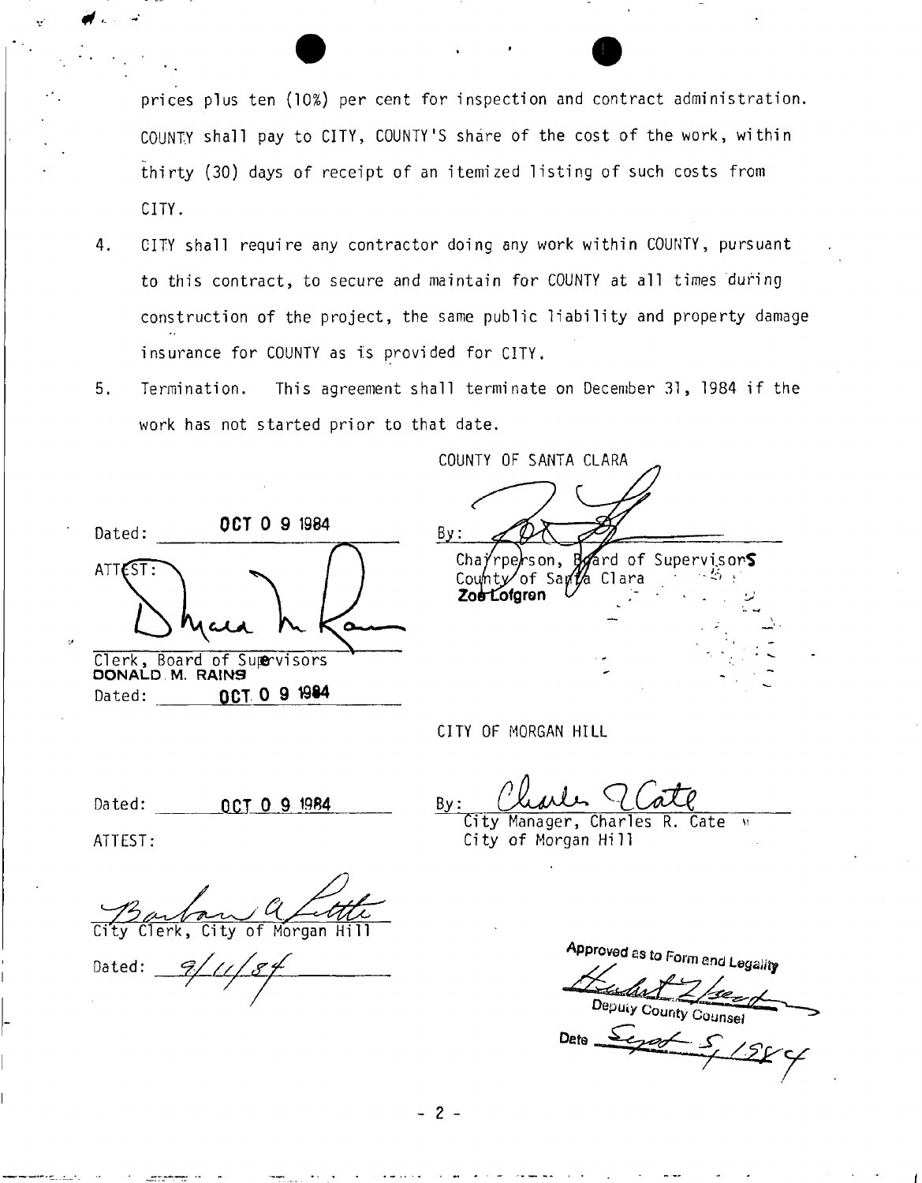prices plus ten (10%) per cent for inspection and contract administration. COUNTY shall pay to CITY, COUNTY'S share of the cost of the work, within thirty (30) days of receipt of an itemized listing of such costs from CITY.

4. CITY shall require any contractor doing any work within COUNTY, pursuant to this contract, to secure and maintain for COUNTY at all times during construction of the project, the same public liability and property damage insurance for COUNTY as is provided for CITY.

5. Termination. This agreement shall terminate on December 31, 1984 if the work has not started prior to that date.

COUNTY OF SANTA CLARA

Dated: OCT 0 9 1984

By: ______________________
Chairperson, Board of Supervisors
County of Santa Clara
Zoe Lofgren

ATTEST: ______________________
Clerk, Board of Supervisors
DONALD M. RAINS
Dated: OCT 0 9 1984

CITY OF MORGAN HILL

Dated: OCT 0 9 1984

By: ______________________
City Manager, Charles R. Cate
City of Morgan Hill

ATTEST:

______________________
City Clerk, City of Morgan Hill

Dated: 9/11/84

Approved as to Form and Legality

______________________
Deputy County Counsel

Date Sept 5, 1984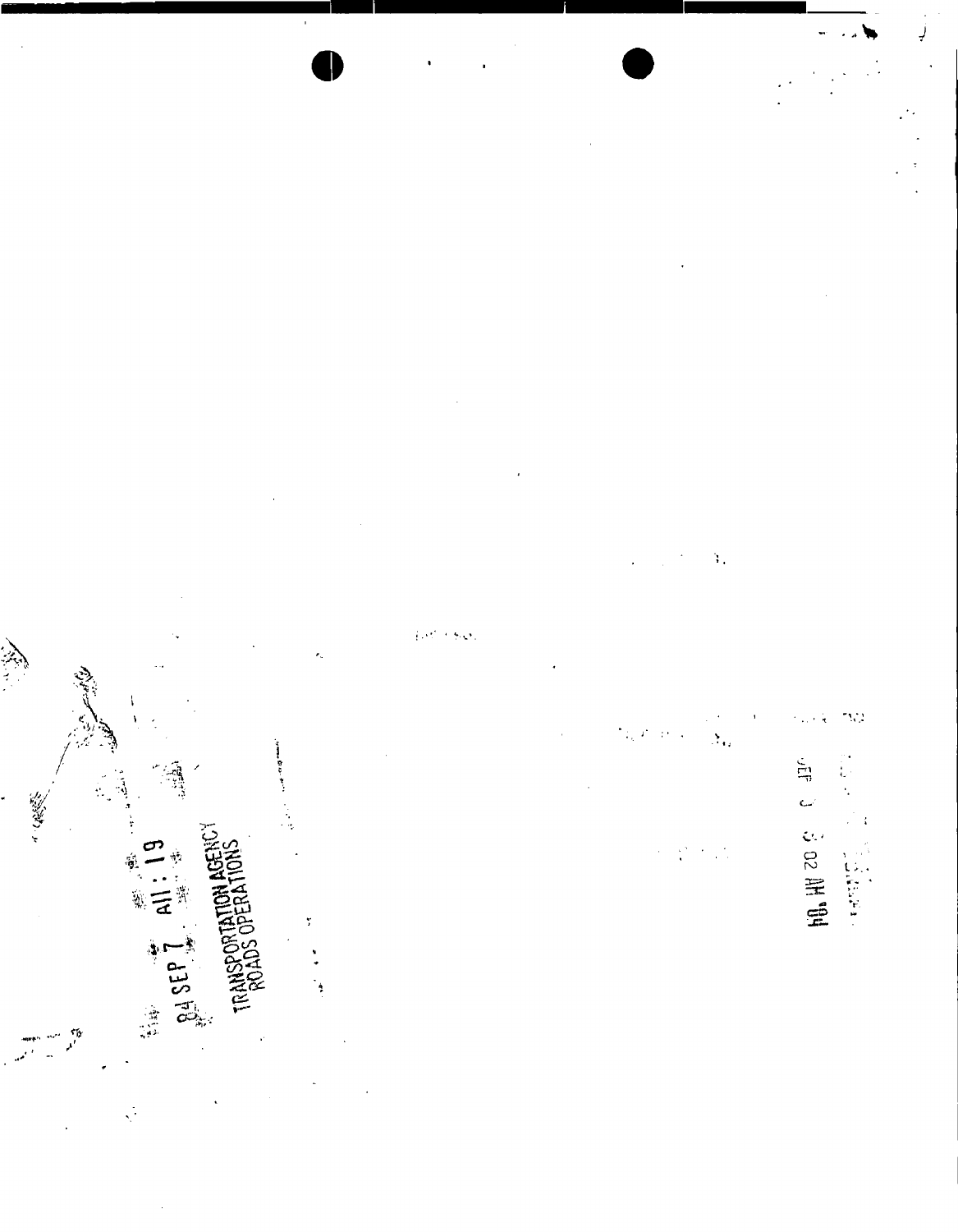84 SEP 7 A11:19

TRANSPORTATION AGENCY
ROADS OPERATIONS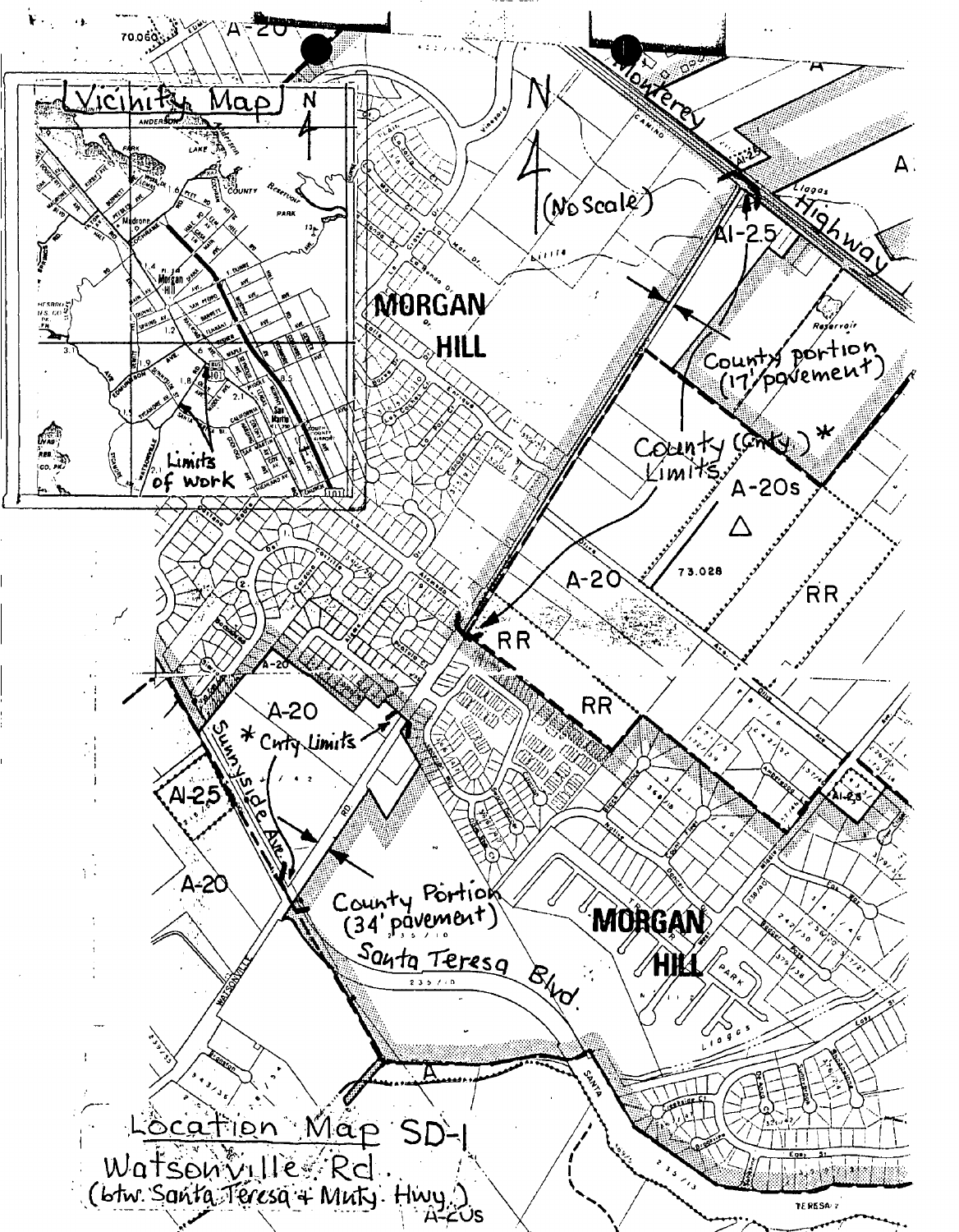Vicinity Map

Limits of work

N

(No Scale)

MORGAN HILL

Monterey Highway

A1-2.5

County portion (17' pavement)

County (Cnty.)* Limits

A-20s

A-20

RR

A-20

* Cnty Limits

A1-25

Sunnyside Ave.

County Portion (34' pavement)

Santa Teresa Blvd.

MORGAN HILL

Location Map SD-1

Watsonville Rd.

(btw. Santa Teresa + Mnty. Hwy.)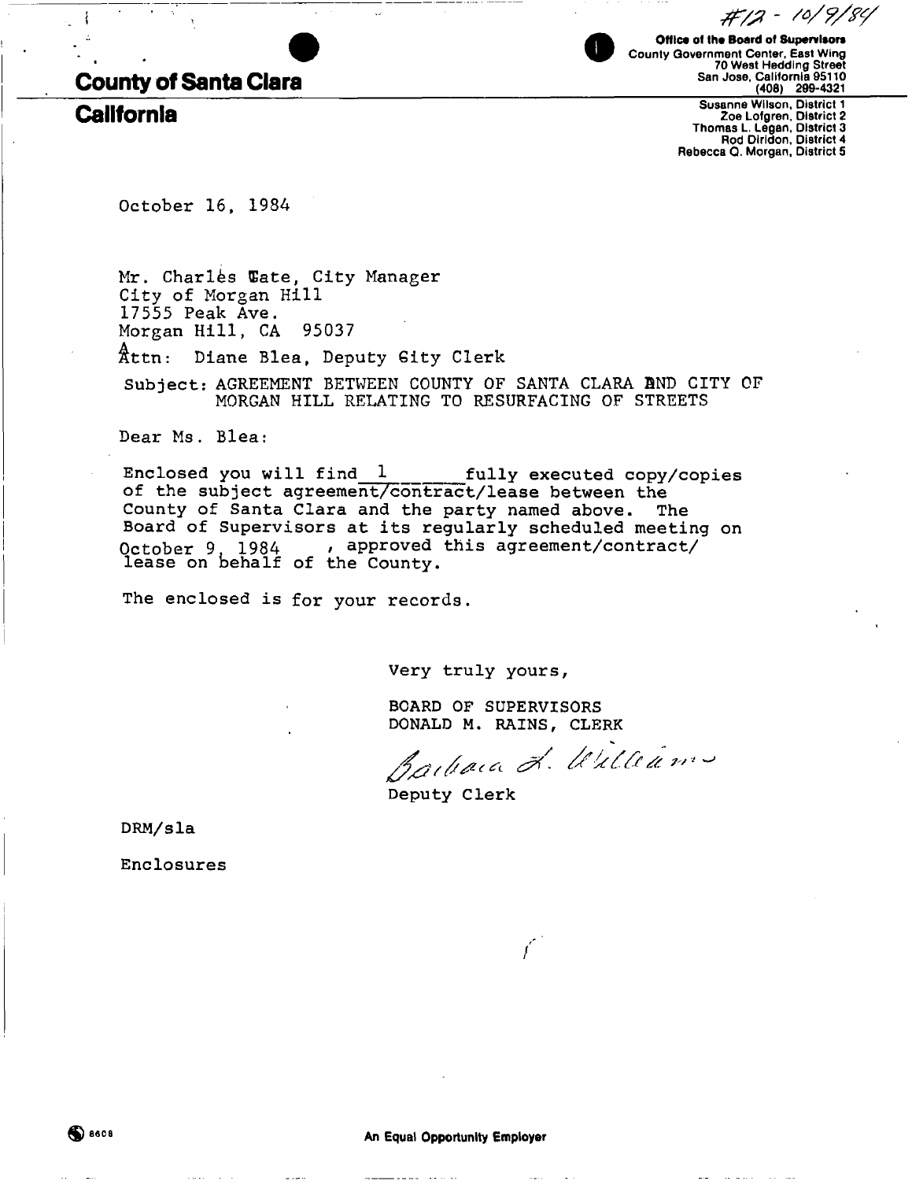#12 - 10/9/84

**County of Santa Clara**
**California**

**Office of the Board of Supervisors**
County Government Center, East Wing
70 West Hedding Street
San Jose, California 95110
(408) 299-4321

Susanne Wilson, District 1
Zoe Lofgren, District 2
Thomas L. Legan, District 3
Rod Diridon, District 4
Rebecca Q. Morgan, District 5

October 16, 1984

Mr. Charles Tate, City Manager
City of Morgan Hill
17555 Peak Ave.
Morgan Hill, CA 95037

Attn: Diane Blea, Deputy City Clerk

Subject: AGREEMENT BETWEEN COUNTY OF SANTA CLARA AND CITY OF MORGAN HILL RELATING TO RESURFACING OF STREETS

Dear Ms. Blea:

Enclosed you will find 1 fully executed copy/copies of the subject agreement/contract/lease between the County of Santa Clara and the party named above. The Board of Supervisors at its regularly scheduled meeting on October 9, 1984, approved this agreement/contract/lease on behalf of the County.

The enclosed is for your records.

Very truly yours,

BOARD OF SUPERVISORS
DONALD M. RAINS, CLERK

Barbara L. Williams
Deputy Clerk

DRM/sla

Enclosures

An Equal Opportunity Employer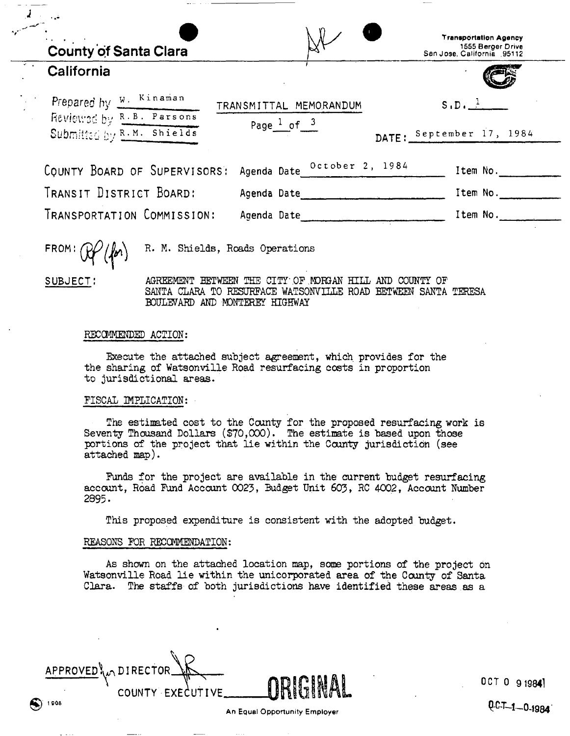County of Santa Clara

Transportation Agency
1555 Berger Drive
San Jose, California 95112

California

Prepared by W. Kinaman
Reviewed by R.B. Parsons
Submitted by R.M. Shields

TRANSMITTAL MEMORANDUM

Page 1 of 3

S.D. 1

DATE: September 17, 1984

| | | |
|---|---|---|
| COUNTY BOARD OF SUPERVISORS: | Agenda Date October 2, 1984 | Item No. |
| TRANSIT DISTRICT BOARD: | Agenda Date | Item No. |
| TRANSPORTATION COMMISSION: | Agenda Date | Item No. |

FROM: R. M. Shields, Roads Operations

SUBJECT: AGREEMENT BETWEEN THE CITY OF MORGAN HILL AND COUNTY OF SANTA CLARA TO RESURFACE WATSONVILLE ROAD BETWEEN SANTA TERESA BOULEVARD AND MONTEREY HIGHWAY

RECOMMENDED ACTION:

Execute the attached subject agreement, which provides for the the sharing of Watsonville Road resurfacing costs in proportion to jurisdictional areas.

FISCAL IMPLICATION:

The estimated cost to the County for the proposed resurfacing work is Seventy Thousand Dollars ($70,000). The estimate is based upon those portions of the project that lie within the County jurisdiction (see attached map).

Funds for the project are available in the current budget resurfacing account, Road Fund Account 0023, Budget Unit 603, RC 4002, Account Number 2895.

This proposed expenditure is consistent with the adopted budget.

REASONS FOR RECOMMENDATION:

As shown on the attached location map, some portions of the project on Watsonville Road lie within the unicorporated area of the County of Santa Clara. The staffs of both jurisdictions have identified these areas as a

APPROVED DIRECTOR

COUNTY EXECUTIVE

ORIGINAL

OCT 0 9 1984

OCT 1 0 1984

An Equal Opportunity Employer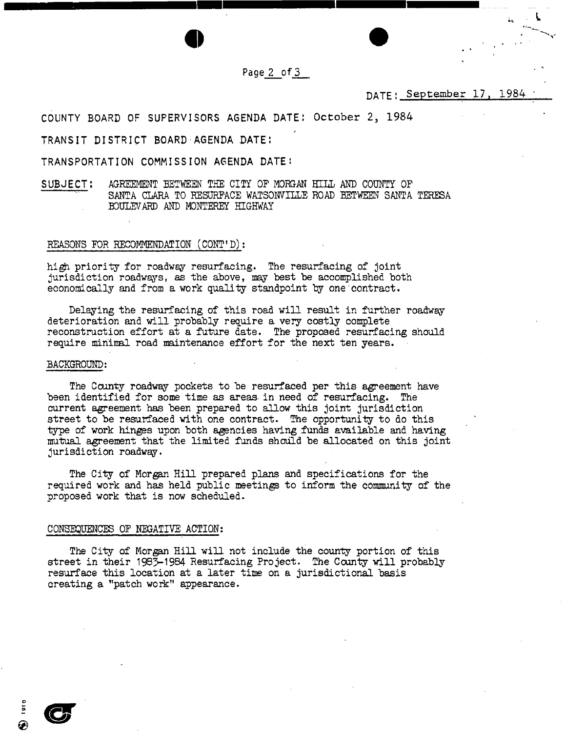DATE: September 17, 1984

COUNTY BOARD OF SUPERVISORS AGENDA DATE: October 2, 1984

TRANSIT DISTRICT BOARD AGENDA DATE:

TRANSPORTATION COMMISSION AGENDA DATE:

SUBJECT: AGREEMENT BETWEEN THE CITY OF MORGAN HILL AND COUNTY OF SANTA CLARA TO RESURFACE WATSONVILLE ROAD BETWEEN SANTA TERESA BOULEVARD AND MONTEREY HIGHWAY

REASONS FOR RECOMMENDATION (CONT'D):

high priority for roadway resurfacing. The resurfacing of joint jurisdiction roadways, as the above, may best be accomplished both economically and from a work quality standpoint by one contract.

Delaying the resurfacing of this road will result in further roadway deterioration and will probably require a very costly complete reconstruction effort at a future date. The proposed resurfacing should require minimal road maintenance effort for the next ten years.

BACKGROUND:

The County roadway pockets to be resurfaced per this agreement have been identified for some time as areas in need of resurfacing. The current agreement has been prepared to allow this joint jurisdiction street to be resurfaced with one contract. The opportunity to do this type of work hinges upon both agencies having funds available and having mutual agreement that the limited funds should be allocated on this joint jurisdiction roadway.

The City of Morgan Hill prepared plans and specifications for the required work and has held public meetings to inform the community of the proposed work that is now scheduled.

CONSEQUENCES OF NEGATIVE ACTION:

The City of Morgan Hill will not include the county portion of this street in their 1983-1984 Resurfacing Project. The County will probably resurface this location at a later time on a jurisdictional basis creating a "patch work" appearance.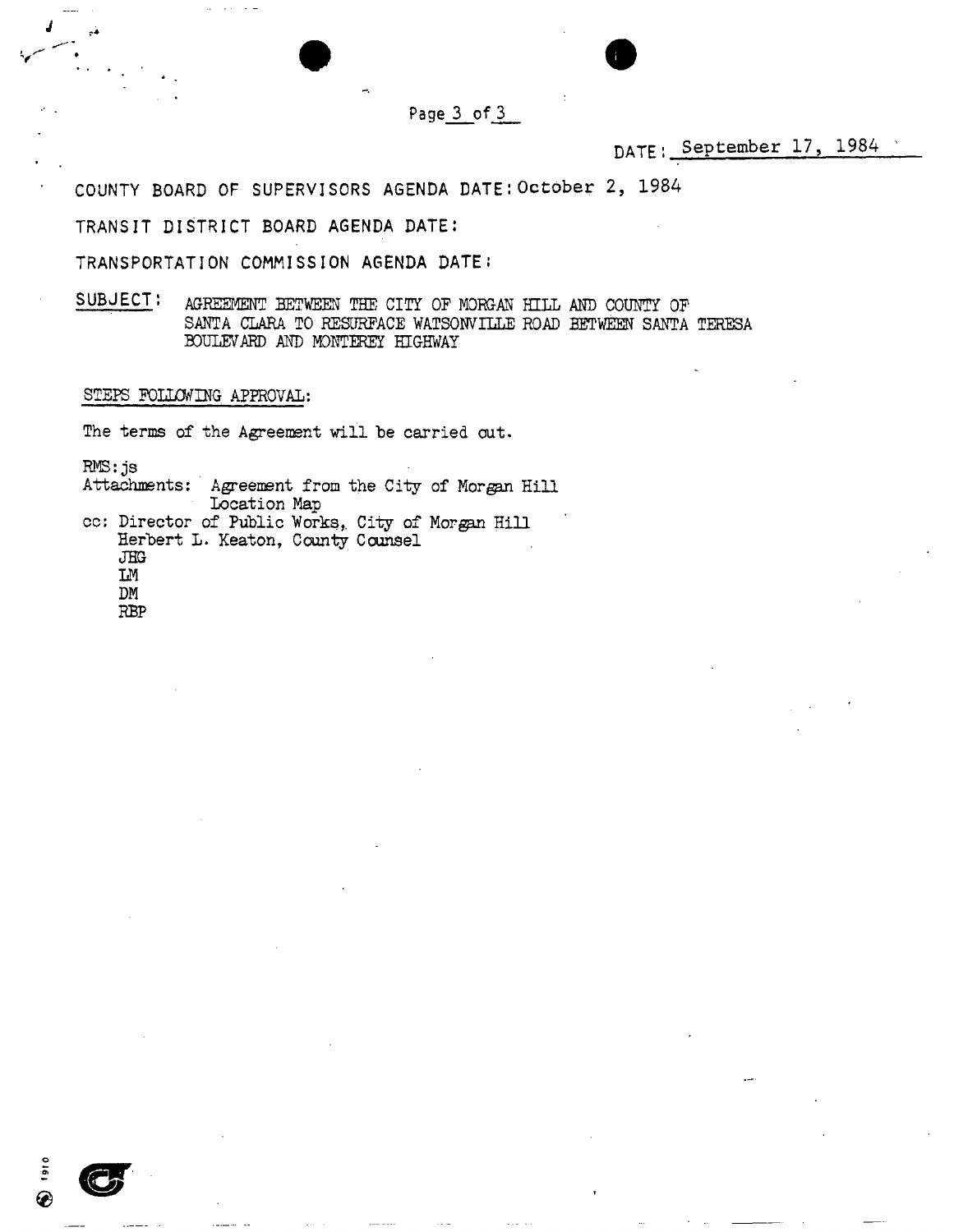DATE: September 17, 1984

COUNTY BOARD OF SUPERVISORS AGENDA DATE: October 2, 1984

TRANSIT DISTRICT BOARD AGENDA DATE:

TRANSPORTATION COMMISSION AGENDA DATE:

SUBJECT: AGREEMENT BETWEEN THE CITY OF MORGAN HILL AND COUNTY OF SANTA CLARA TO RESURFACE WATSONVILLE ROAD BETWEEN SANTA TERESA BOULEVARD AND MONTEREY HIGHWAY

STEPS FOLLOWING APPROVAL:

The terms of the Agreement will be carried out.

RMS:js

Attachments: Agreement from the City of Morgan Hill
Location Map

cc: Director of Public Works, City of Morgan Hill
Herbert L. Keaton, County Counsel
JHG
LM
DM
RBP